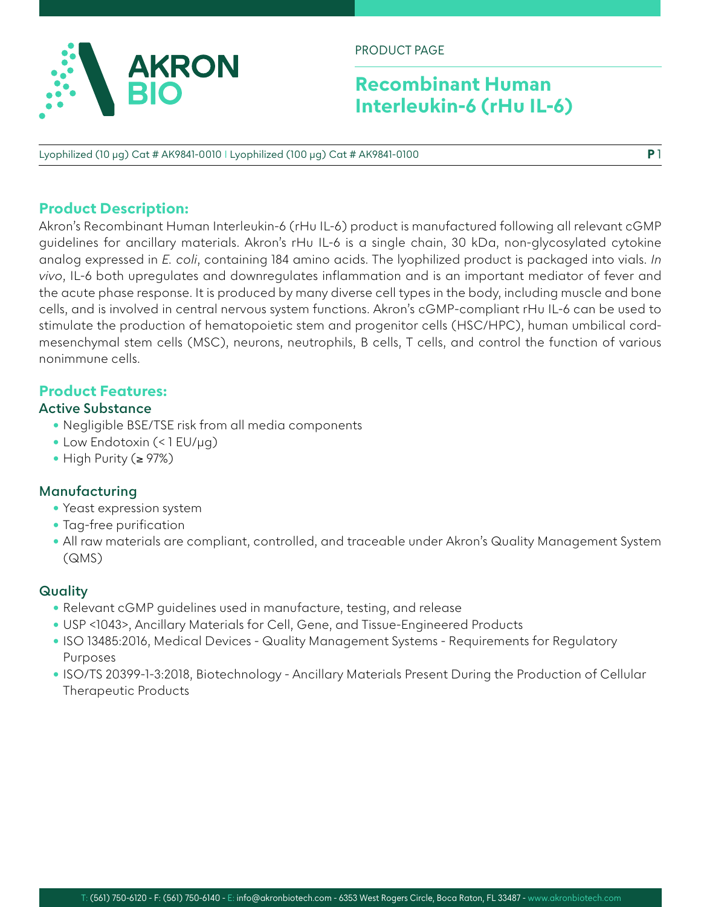AKRON BIO

PRODUCT PAGE

# Recombinant Human Interleukin-6 (rHu IL-6)

Lyophilized (10 µg) Cat # AK9841-0010 | Lyophilized (100 µg) Cat # AK9841-0100

## Product Description:

Akron's Recombinant Human Interleukin-6 (rHu IL-6) product is manufactured following all relevant cGMP guidelines for ancillary materials. Akron's rHu IL-6 is a single chain, 30 kDa, non-glycosylated cytokine analog expressed in *E. coli*, containing 184 amino acids. The lyophilized product is packaged into vials. *In vivo*, IL-6 both upregulates and downregulates inflammation and is an important mediator of fever and the acute phase response. It is produced by many diverse cell types in the body, including muscle and bone cells, and is involved in central nervous system functions. Akron's cGMP-compliant rHu IL-6 can be used to stimulate the production of hematopoietic stem and progenitor cells (HSC/HPC), human umbilical cord-mesenchymal stem cells (MSC), neurons, neutrophils, B cells, T cells, and control the function of various nonimmune cells.

## Product Features:

### Active Substance

- Negligible BSE/TSE risk from all media components
- Low Endotoxin (< 1 EU/µg)
- High Purity (≥ 97%)

### Manufacturing

- Yeast expression system
- Tag-free purification
- All raw materials are compliant, controlled, and traceable under Akron's Quality Management System (QMS)

### Quality

- Relevant cGMP guidelines used in manufacture, testing, and release
- USP <1043>, Ancillary Materials for Cell, Gene, and Tissue-Engineered Products
- ISO 13485:2016, Medical Devices - Quality Management Systems - Requirements for Regulatory Purposes
- ISO/TS 20399-1-3:2018, Biotechnology - Ancillary Materials Present During the Production of Cellular Therapeutic Products

T: (561) 750-6120 - F: (561) 750-6140 - E: info@akronbiotech.com - 6353 West Rogers Circle, Boca Raton, FL 33487 - www.akronbiotech.com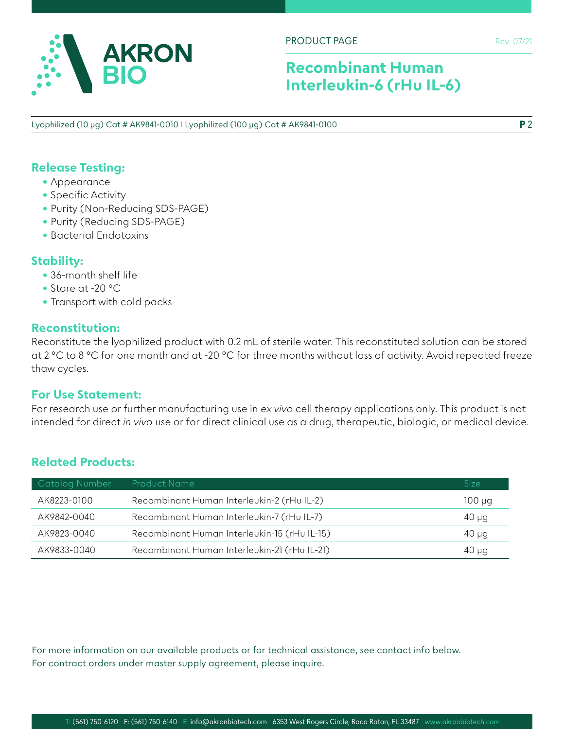## Release Testing:

- Appearance
- Specific Activity
- Purity (Non-Reducing SDS-PAGE)
- Purity (Reducing SDS-PAGE)
- Bacterial Endotoxins

## Stability:

- 36-month shelf life
- Store at -20 °C
- Transport with cold packs

## Reconstitution:

Reconstitute the lyophilized product with 0.2 mL of sterile water. This reconstituted solution can be stored at 2 °C to 8 °C for one month and at -20 °C for three months without loss of activity. Avoid repeated freeze thaw cycles.

## For Use Statement:

For research use or further manufacturing use in *ex vivo* cell therapy applications only. This product is not intended for direct *in vivo* use or for direct clinical use as a drug, therapeutic, biologic, or medical device.

## Related Products:

| Catalog Number | Product Name | Size |
|---|---|---|
| AK8223-0100 | Recombinant Human Interleukin-2 (rHu IL-2) | 100 µg |
| AK9842-0040 | Recombinant Human Interleukin-7 (rHu IL-7) | 40 µg |
| AK9823-0040 | Recombinant Human Interleukin-15 (rHu IL-15) | 40 µg |
| AK9833-0040 | Recombinant Human Interleukin-21 (rHu IL-21) | 40 µg |

For more information on our available products or for technical assistance, see contact info below.
For contract orders under master supply agreement, please inquire.

T: (561) 750-6120 - F: (561) 750-6140 - E: info@akronbiotech.com - 6353 West Rogers Circle, Boca Raton, FL 33487 - www.akronbiotech.com